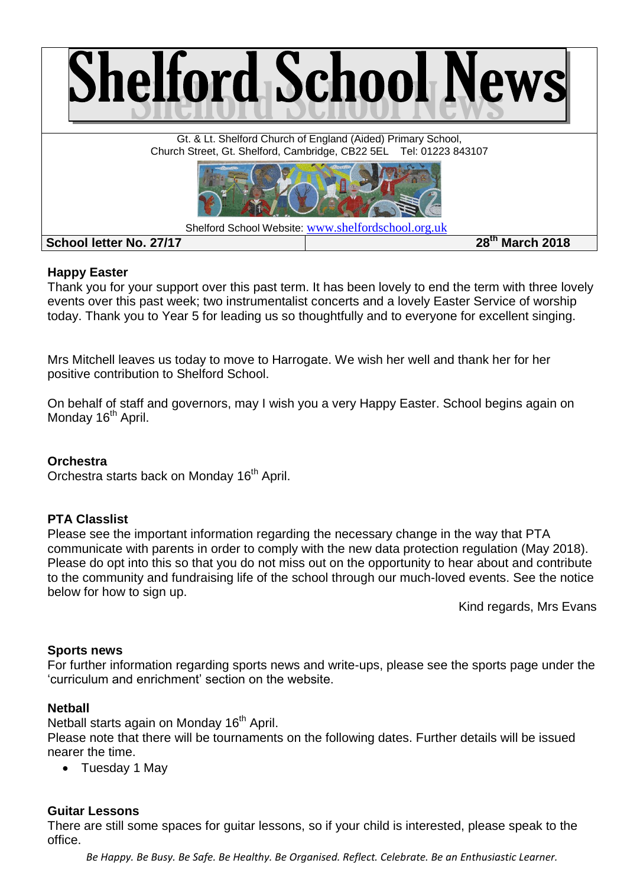# Shelford School News

Gt. & Lt. Shelford Church of England (Aided) Primary School,
Church Street, Gt. Shelford, Cambridge, CB22 5EL Tel: 01223 843107

Shelford School Website: www.shelfordschool.org.uk

**School letter No. 27/17** | **28th March 2018**

**Happy Easter**

Thank you for your support over this past term. It has been lovely to end the term with three lovely events over this past week; two instrumentalist concerts and a lovely Easter Service of worship today. Thank you to Year 5 for leading us so thoughtfully and to everyone for excellent singing.

Mrs Mitchell leaves us today to move to Harrogate. We wish her well and thank her for her positive contribution to Shelford School.

On behalf of staff and governors, may I wish you a very Happy Easter. School begins again on Monday 16th April.

**Orchestra**

Orchestra starts back on Monday 16th April.

**PTA Classlist**

Please see the important information regarding the necessary change in the way that PTA communicate with parents in order to comply with the new data protection regulation (May 2018). Please do opt into this so that you do not miss out on the opportunity to hear about and contribute to the community and fundraising life of the school through our much-loved events. See the notice below for how to sign up.

Kind regards, Mrs Evans

**Sports news**

For further information regarding sports news and write-ups, please see the sports page under the 'curriculum and enrichment' section on the website.

**Netball**

Netball starts again on Monday 16th April.
Please note that there will be tournaments on the following dates. Further details will be issued nearer the time.

- Tuesday 1 May

**Guitar Lessons**

There are still some spaces for guitar lessons, so if your child is interested, please speak to the office.

*Be Happy. Be Busy. Be Safe. Be Healthy. Be Organised. Reflect. Celebrate. Be an Enthusiastic Learner.*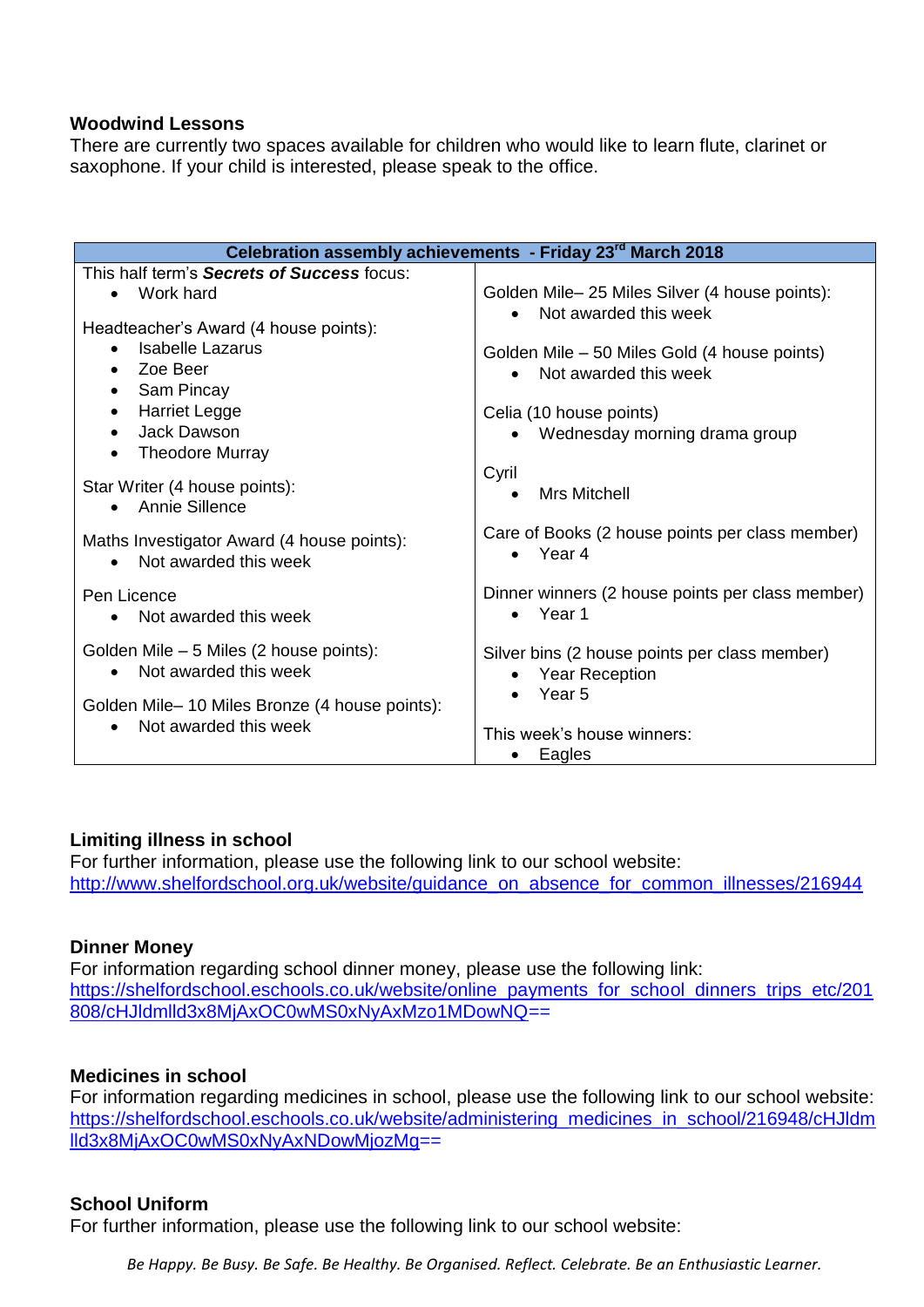### Woodwind Lessons

There are currently two spaces available for children who would like to learn flute, clarinet or saxophone. If your child is interested, please speak to the office.

| Celebration assembly achievements - Friday 23rd March 2018 | |
|---|---|
| This half term's ***Secrets of Success*** focus:<br>• Work hard<br><br>Headteacher's Award (4 house points):<br>• Isabelle Lazarus<br>• Zoe Beer<br>• Sam Pincay<br>• Harriet Legge<br>• Jack Dawson<br>• Theodore Murray<br><br>Star Writer (4 house points):<br>• Annie Sillence<br><br>Maths Investigator Award (4 house points):<br>• Not awarded this week<br><br>Pen Licence<br>• Not awarded this week<br><br>Golden Mile – 5 Miles (2 house points):<br>• Not awarded this week<br><br>Golden Mile– 10 Miles Bronze (4 house points):<br>• Not awarded this week | Golden Mile– 25 Miles Silver (4 house points):<br>• Not awarded this week<br><br>Golden Mile – 50 Miles Gold (4 house points)<br>• Not awarded this week<br><br>Celia (10 house points)<br>• Wednesday morning drama group<br><br>Cyril<br>• Mrs Mitchell<br><br>Care of Books (2 house points per class member)<br>• Year 4<br><br>Dinner winners (2 house points per class member)<br>• Year 1<br><br>Silver bins (2 house points per class member)<br>• Year Reception<br>• Year 5<br><br>This week's house winners:<br>• Eagles |

### Limiting illness in school

For further information, please use the following link to our school website:
http://www.shelfordschool.org.uk/website/guidance_on_absence_for_common_illnesses/216944

### Dinner Money

For information regarding school dinner money, please use the following link:
https://shelfordschool.eschools.co.uk/website/online_payments_for_school_dinners_trips_etc/201808/cHJldmlld3x8MjAxOC0wMS0xNyAxMzo1MDowNQ==

### Medicines in school

For information regarding medicines in school, please use the following link to our school website:
https://shelfordschool.eschools.co.uk/website/administering_medicines_in_school/216948/cHJldmlld3x8MjAxOC0wMS0xNyAxNDowMjozMg==

### School Uniform

For further information, please use the following link to our school website: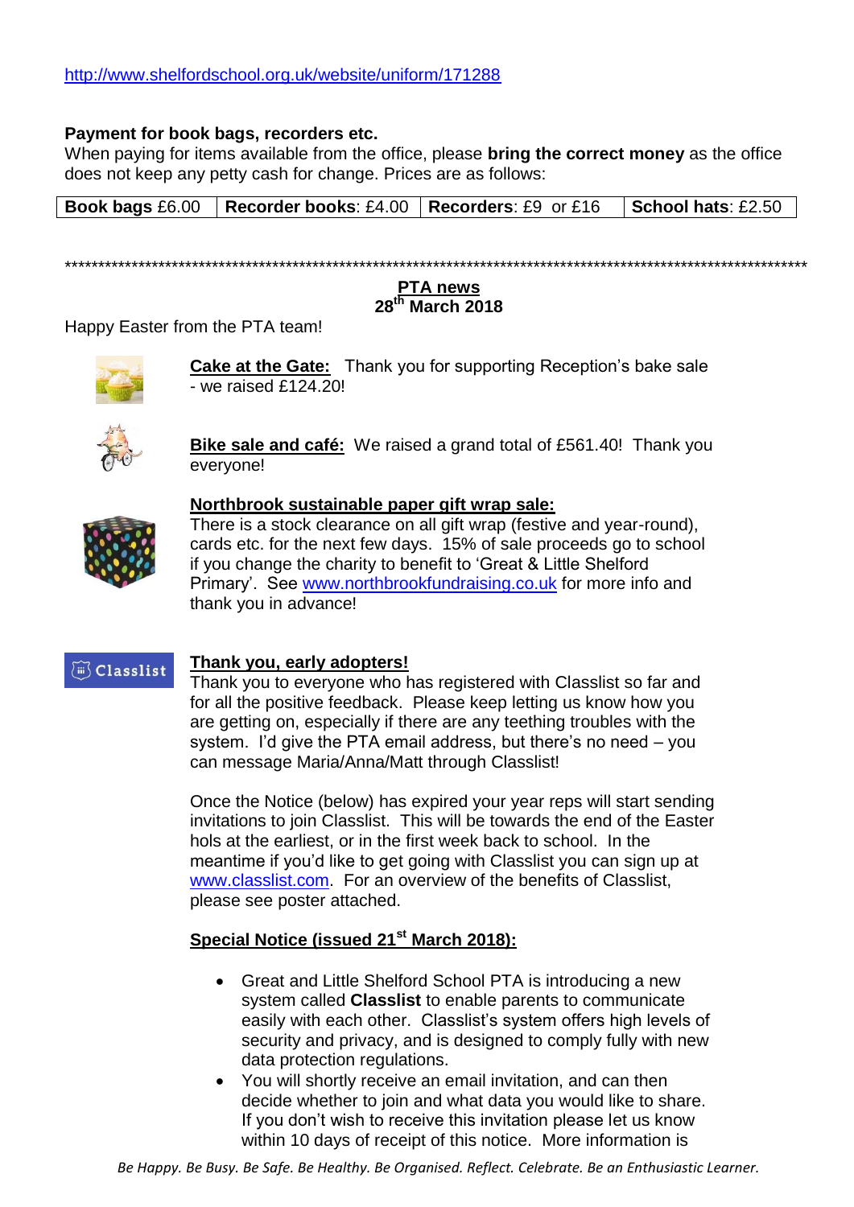http://www.shelfordschool.org.uk/website/uniform/171288

**Payment for book bags, recorders etc.**

When paying for items available from the office, please **bring the correct money** as the office does not keep any petty cash for change. Prices are as follows:

| **Book bags** £6.00 | **Recorder books**: £4.00 | **Recorders**: £9 or £16 | **School hats**: £2.50 |
|---|---|---|---|

************************************************************************************************************

## PTA news
### 28th March 2018

Happy Easter from the PTA team!

**Cake at the Gate:** Thank you for supporting Reception's bake sale - we raised £124.20!

**Bike sale and café:** We raised a grand total of £561.40! Thank you everyone!

**Northbrook sustainable paper gift wrap sale:**
There is a stock clearance on all gift wrap (festive and year-round), cards etc. for the next few days. 15% of sale proceeds go to school if you change the charity to benefit to 'Great & Little Shelford Primary'. See www.northbrookfundraising.co.uk for more info and thank you in advance!

**Thank you, early adopters!**
Thank you to everyone who has registered with Classlist so far and for all the positive feedback. Please keep letting us know how you are getting on, especially if there are any teething troubles with the system. I'd give the PTA email address, but there's no need – you can message Maria/Anna/Matt through Classlist!

Once the Notice (below) has expired your year reps will start sending invitations to join Classlist. This will be towards the end of the Easter hols at the earliest, or in the first week back to school. In the meantime if you'd like to get going with Classlist you can sign up at www.classlist.com. For an overview of the benefits of Classlist, please see poster attached.

**Special Notice (issued 21st March 2018):**

- Great and Little Shelford School PTA is introducing a new system called **Classlist** to enable parents to communicate easily with each other. Classlist's system offers high levels of security and privacy, and is designed to comply fully with new data protection regulations.
- You will shortly receive an email invitation, and can then decide whether to join and what data you would like to share. If you don't wish to receive this invitation please let us know within 10 days of receipt of this notice. More information is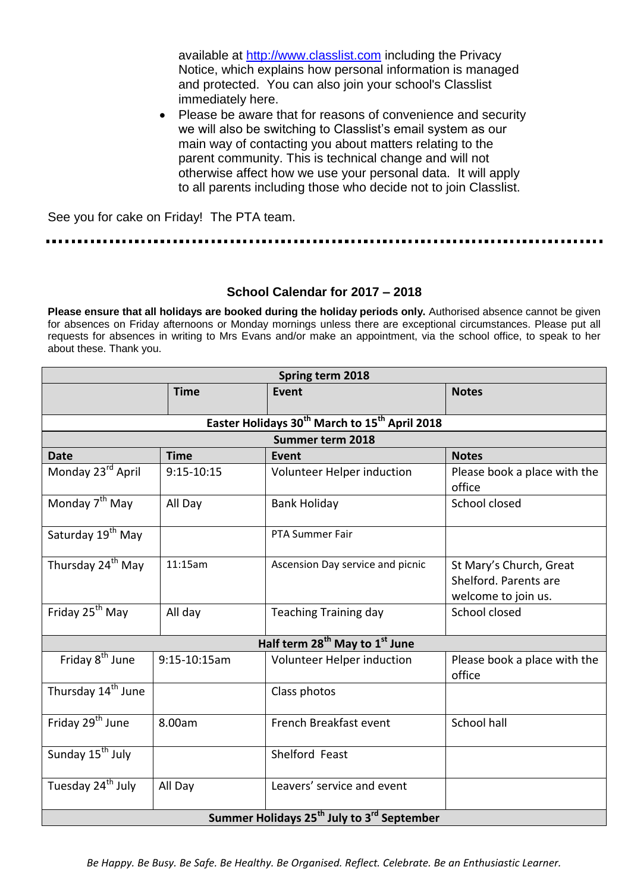available at http://www.classlist.com including the Privacy Notice, which explains how personal information is managed and protected. You can also join your school's Classlist immediately here.

- Please be aware that for reasons of convenience and security we will also be switching to Classlist's email system as our main way of contacting you about matters relating to the parent community. This is technical change and will not otherwise affect how we use your personal data. It will apply to all parents including those who decide not to join Classlist.

See you for cake on Friday! The PTA team.

---

## School Calendar for 2017 – 2018

**Please ensure that all holidays are booked during the holiday periods only.** Authorised absence cannot be given for absences on Friday afternoons or Monday mornings unless there are exceptional circumstances. Please put all requests for absences in writing to Mrs Evans and/or make an appointment, via the school office, to speak to her about these. Thank you.

| **Spring term 2018** | | | |
|---|---|---|---|
| | **Time** | **Event** | **Notes** |
| **Easter Holidays 30th March to 15th April 2018** | | | |
| **Summer term 2018** | | | |
| **Date** | **Time** | **Event** | **Notes** |
| Monday 23rd April | 9:15-10:15 | Volunteer Helper induction | Please book a place with the office |
| Monday 7th May | All Day | Bank Holiday | School closed |
| Saturday 19th May | | PTA Summer Fair | |
| Thursday 24th May | 11:15am | Ascension Day service and picnic | St Mary's Church, Great Shelford. Parents are welcome to join us. |
| Friday 25th May | All day | Teaching Training day | School closed |
| **Half term 28th May to 1st June** | | | |
| Friday 8th June | 9:15-10:15am | Volunteer Helper induction | Please book a place with the office |
| Thursday 14th June | | Class photos | |
| Friday 29th June | 8.00am | French Breakfast event | School hall |
| Sunday 15th July | | Shelford Feast | |
| Tuesday 24th July | All Day | Leavers' service and event | |
| **Summer Holidays 25th July to 3rd September** | | | |

*Be Happy. Be Busy. Be Safe. Be Healthy. Be Organised. Reflect. Celebrate. Be an Enthusiastic Learner.*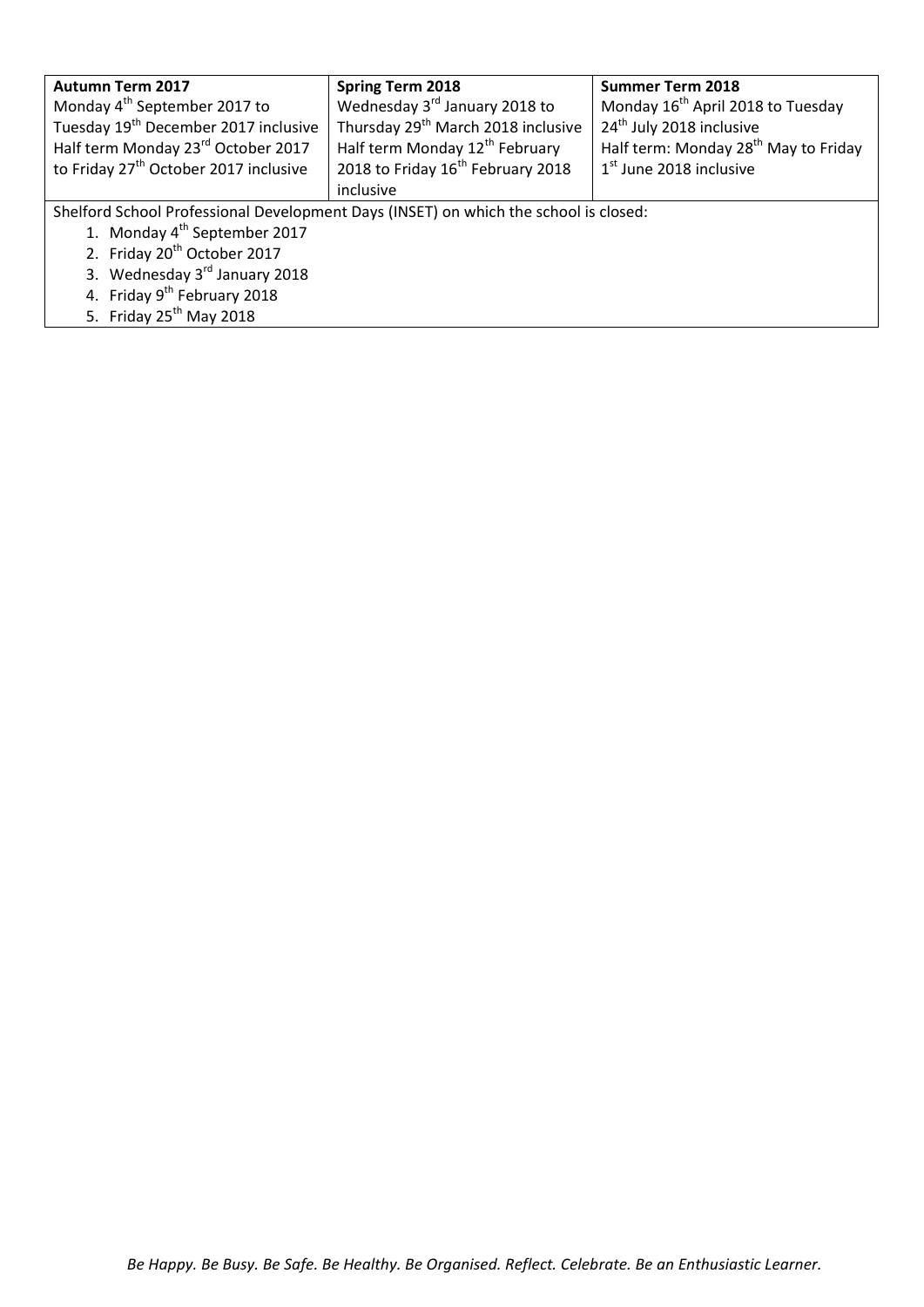| Autumn Term 2017 | Spring Term 2018 | Summer Term 2018 |
|---|---|---|
| Monday 4th September 2017 to Tuesday 19th December 2017 inclusive<br>Half term Monday 23rd October 2017 to Friday 27th October 2017 inclusive | Wednesday 3rd January 2018 to Thursday 29th March 2018 inclusive<br>Half term Monday 12th February 2018 to Friday 16th February 2018 inclusive | Monday 16th April 2018 to Tuesday 24th July 2018 inclusive<br>Half term: Monday 28th May to Friday 1st June 2018 inclusive |

Shelford School Professional Development Days (INSET) on which the school is closed:

1. Monday 4th September 2017
2. Friday 20th October 2017
3. Wednesday 3rd January 2018
4. Friday 9th February 2018
5. Friday 25th May 2018

*Be Happy. Be Busy. Be Safe. Be Healthy. Be Organised. Reflect. Celebrate. Be an Enthusiastic Learner.*